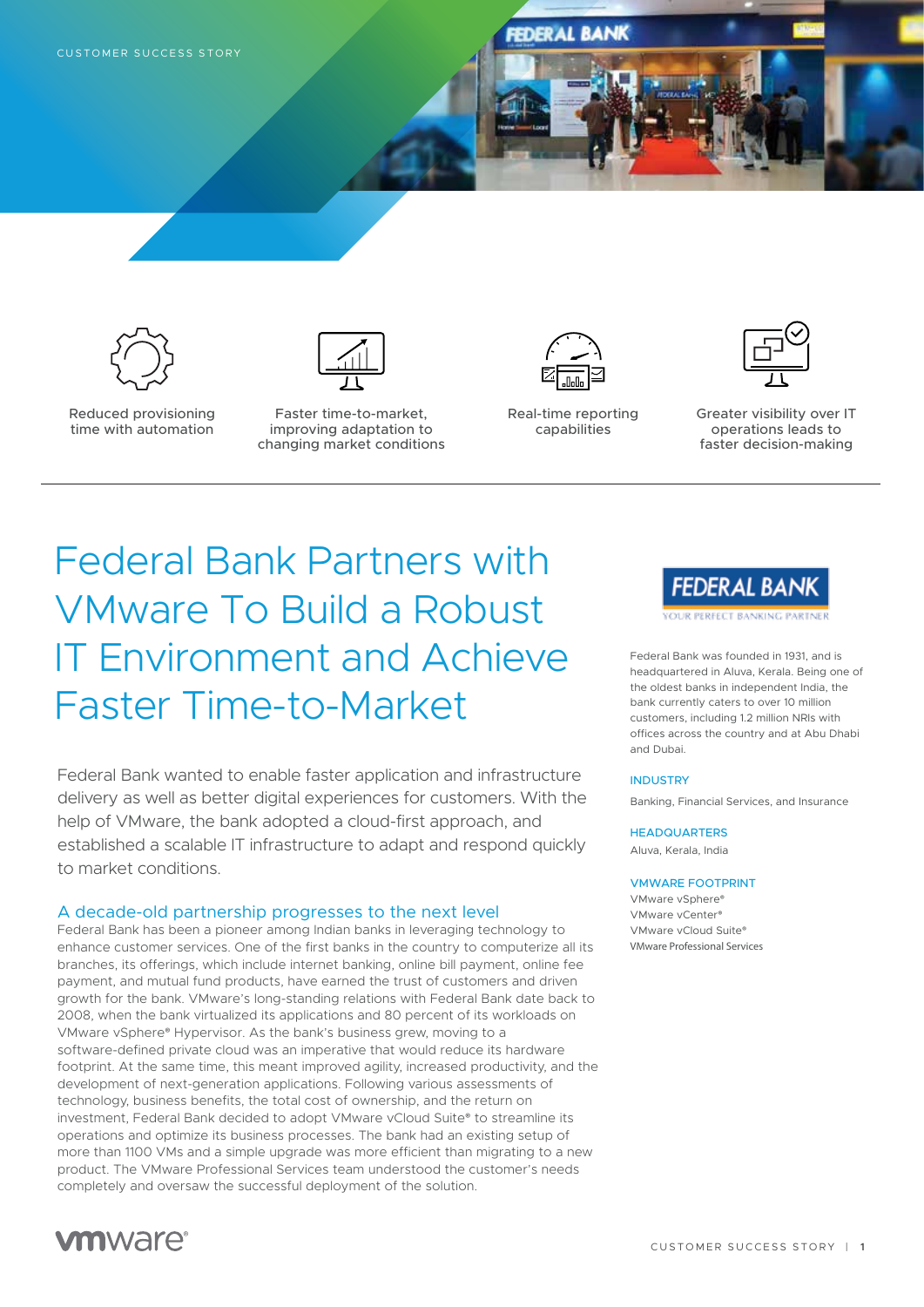CUSTOMER SUCCESS STORY

Reduced provisioning time with automation

Faster time-to-market, improving adaptation to changing market conditions

Real-time reporting capabilities

Greater visibility over IT operations leads to faster decision-making

# Federal Bank Partners with VMware To Build a Robust IT Environment and Achieve Faster Time-to-Market

Federal Bank wanted to enable faster application and infrastructure delivery as well as better digital experiences for customers. With the help of VMware, the bank adopted a cloud-first approach, and established a scalable IT infrastructure to adapt and respond quickly to market conditions.

## A decade-old partnership progresses to the next level

Federal Bank has been a pioneer among Indian banks in leveraging technology to enhance customer services. One of the first banks in the country to computerize all its branches, its offerings, which include internet banking, online bill payment, online fee payment, and mutual fund products, have earned the trust of customers and driven growth for the bank. VMware's long-standing relations with Federal Bank date back to 2008, when the bank virtualized its applications and 80 percent of its workloads on VMware vSphere® Hypervisor. As the bank's business grew, moving to a software-defined private cloud was an imperative that would reduce its hardware footprint. At the same time, this meant improved agility, increased productivity, and the development of next-generation applications. Following various assessments of technology, business benefits, the total cost of ownership, and the return on investment, Federal Bank decided to adopt VMware vCloud Suite® to streamline its operations and optimize its business processes. The bank had an existing setup of more than 1100 VMs and a simple upgrade was more efficient than migrating to a new product. The VMware Professional Services team understood the customer's needs completely and oversaw the successful deployment of the solution.

FEDERAL BANK
YOUR PERFECT BANKING PARTNER

Federal Bank was founded in 1931, and is headquartered in Aluva, Kerala. Being one of the oldest banks in independent India, the bank currently caters to over 10 million customers, including 1.2 million NRIs with offices across the country and at Abu Dhabi and Dubai.

**INDUSTRY**

Banking, Financial Services, and Insurance

**HEADQUARTERS**

Aluva, Kerala, India

**VMWARE FOOTPRINT**

VMware vSphere®
VMware vCenter®
VMware vCloud Suite®
VMware Professional Services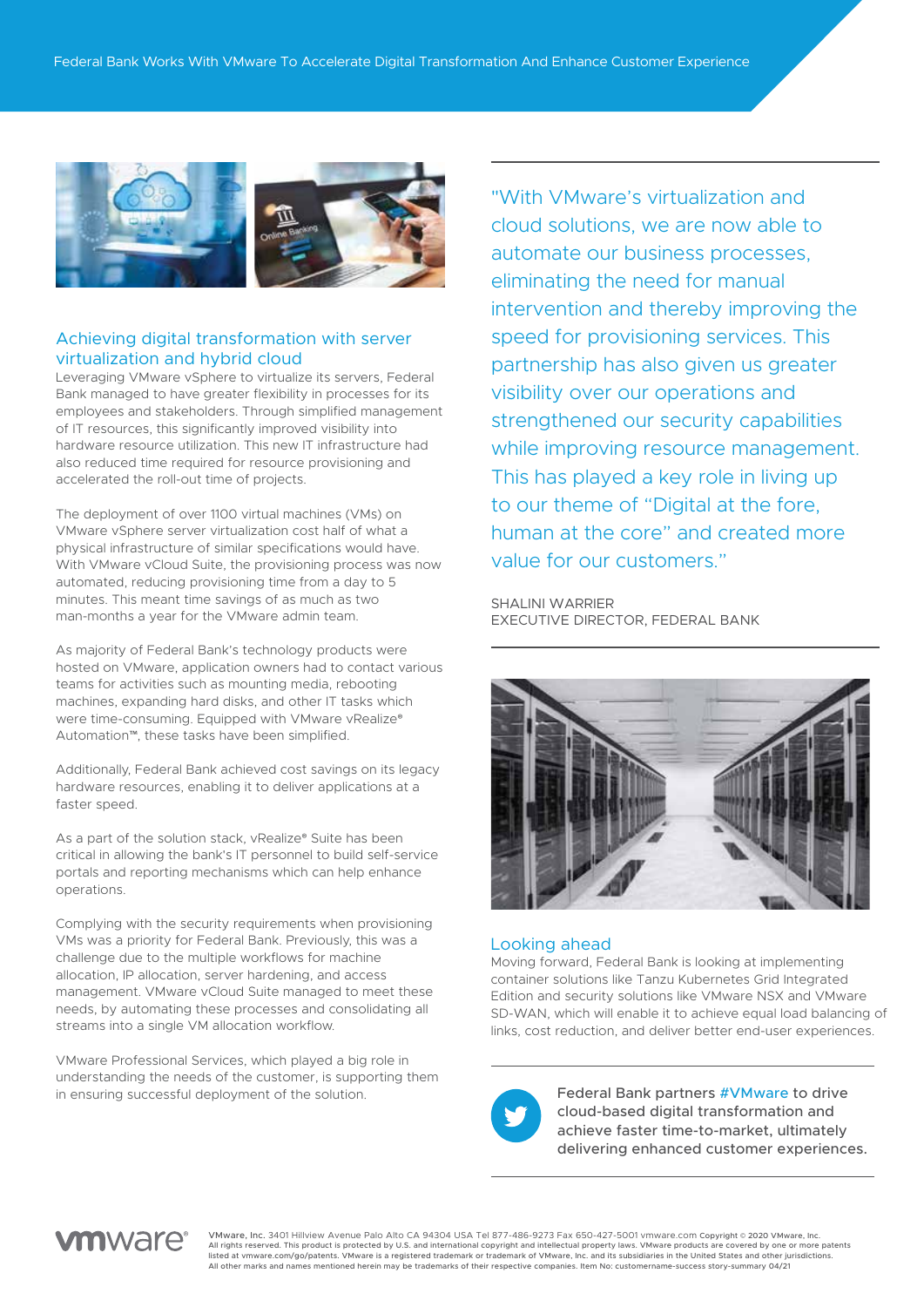## Achieving digital transformation with server virtualization and hybrid cloud

Leveraging VMware vSphere to virtualize its servers, Federal Bank managed to have greater flexibility in processes for its employees and stakeholders. Through simplified management of IT resources, this significantly improved visibility into hardware resource utilization. This new IT infrastructure had also reduced time required for resource provisioning and accelerated the roll-out time of projects.

The deployment of over 1100 virtual machines (VMs) on VMware vSphere server virtualization cost half of what a physical infrastructure of similar specifications would have. With VMware vCloud Suite, the provisioning process was now automated, reducing provisioning time from a day to 5 minutes. This meant time savings of as much as two man-months a year for the VMware admin team.

As majority of Federal Bank's technology products were hosted on VMware, application owners had to contact various teams for activities such as mounting media, rebooting machines, expanding hard disks, and other IT tasks which were time-consuming. Equipped with VMware vRealize® Automation™, these tasks have been simplified.

Additionally, Federal Bank achieved cost savings on its legacy hardware resources, enabling it to deliver applications at a faster speed.

As a part of the solution stack, vRealize® Suite has been critical in allowing the bank's IT personnel to build self-service portals and reporting mechanisms which can help enhance operations.

Complying with the security requirements when provisioning VMs was a priority for Federal Bank. Previously, this was a challenge due to the multiple workflows for machine allocation, IP allocation, server hardening, and access management. VMware vCloud Suite managed to meet these needs, by automating these processes and consolidating all streams into a single VM allocation workflow.

VMware Professional Services, which played a big role in understanding the needs of the customer, is supporting them in ensuring successful deployment of the solution.

"With VMware's virtualization and cloud solutions, we are now able to automate our business processes, eliminating the need for manual intervention and thereby improving the speed for provisioning services. This partnership has also given us greater visibility over our operations and strengthened our security capabilities while improving resource management. This has played a key role in living up to our theme of "Digital at the fore, human at the core" and created more value for our customers."

SHALINI WARRIER
EXECUTIVE DIRECTOR, FEDERAL BANK

## Looking ahead

Moving forward, Federal Bank is looking at implementing container solutions like Tanzu Kubernetes Grid Integrated Edition and security solutions like VMware NSX and VMware SD-WAN, which will enable it to achieve equal load balancing of links, cost reduction, and deliver better end-user experiences.

Federal Bank partners #VMware to drive cloud-based digital transformation and achieve faster time-to-market, ultimately delivering enhanced customer experiences.

VMware, Inc. 3401 Hillview Avenue Palo Alto CA 94304 USA Tel 877-486-9273 Fax 650-427-5001 vmware.com Copyright © 2020 VMware, Inc. All rights reserved. This product is protected by U.S. and international copyright and intellectual property laws. VMware products are covered by one or more patents listed at vmware.com/go/patents. VMware is a registered trademark or trademark of VMware, Inc. and its subsidiaries in the United States and other jurisdictions. All other marks and names mentioned herein may be trademarks of their respective companies. Item No: customername-success story-summary 04/21